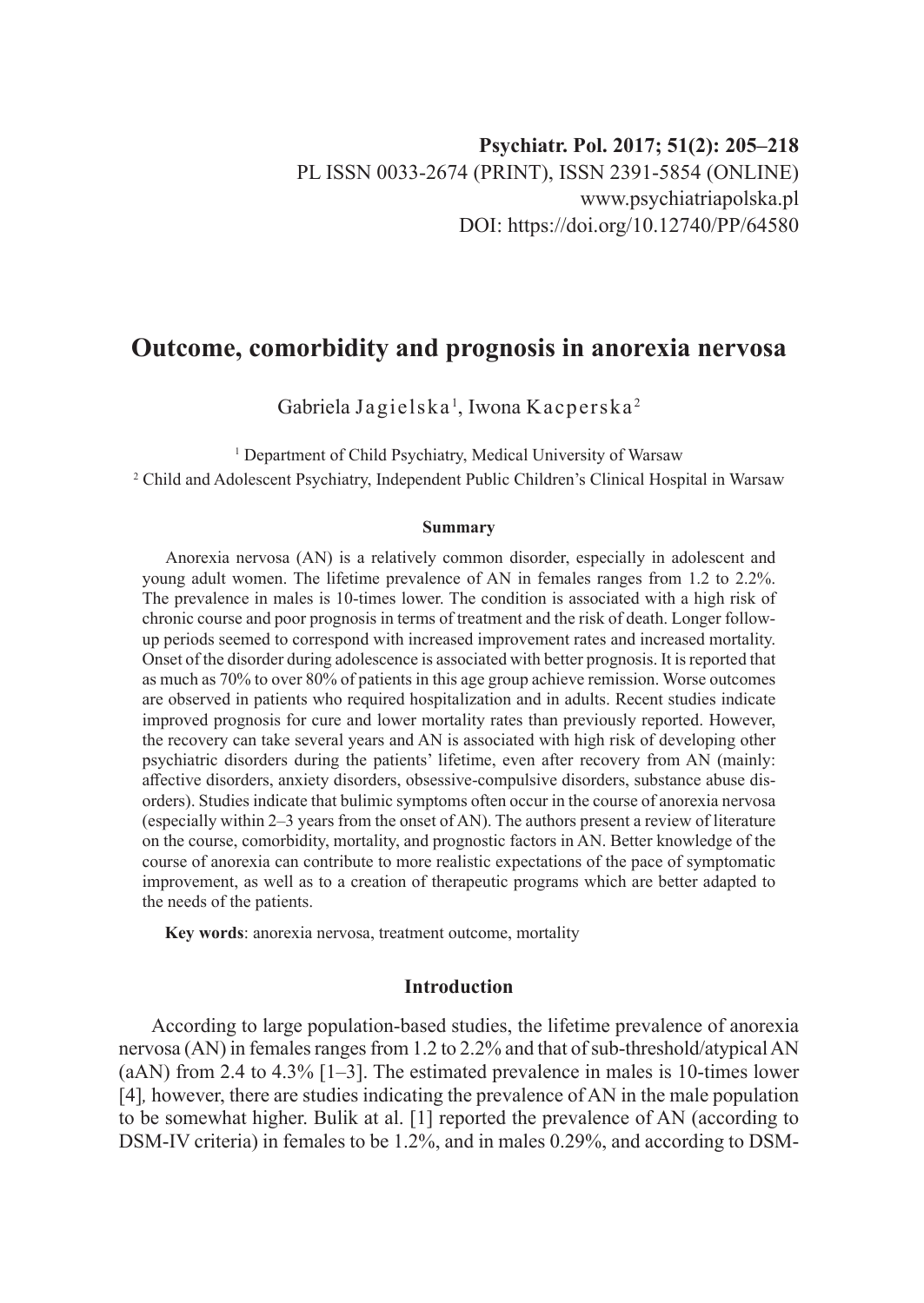Psychiatr. Pol. 2017; 51(2): 205–218
PL ISSN 0033-2674 (PRINT), ISSN 2391-5854 (ONLINE)
www.psychiatriapolska.pl
DOI: https://doi.org/10.12740/PP/64580

# Outcome, comorbidity and prognosis in anorexia nervosa

Gabriela Jagielska[1], Iwona Kacperska[2]

[1] Department of Child Psychiatry, Medical University of Warsaw
[2] Child and Adolescent Psychiatry, Independent Public Children's Clinical Hospital in Warsaw

### Summary

Anorexia nervosa (AN) is a relatively common disorder, especially in adolescent and young adult women. The lifetime prevalence of AN in females ranges from 1.2 to 2.2%. The prevalence in males is 10-times lower. The condition is associated with a high risk of chronic course and poor prognosis in terms of treatment and the risk of death. Longer follow-up periods seemed to correspond with increased improvement rates and increased mortality. Onset of the disorder during adolescence is associated with better prognosis. It is reported that as much as 70% to over 80% of patients in this age group achieve remission. Worse outcomes are observed in patients who required hospitalization and in adults. Recent studies indicate improved prognosis for cure and lower mortality rates than previously reported. However, the recovery can take several years and AN is associated with high risk of developing other psychiatric disorders during the patients' lifetime, even after recovery from AN (mainly: affective disorders, anxiety disorders, obsessive-compulsive disorders, substance abuse disorders). Studies indicate that bulimic symptoms often occur in the course of anorexia nervosa (especially within 2–3 years from the onset of AN). The authors present a review of literature on the course, comorbidity, mortality, and prognostic factors in AN. Better knowledge of the course of anorexia can contribute to more realistic expectations of the pace of symptomatic improvement, as well as to a creation of therapeutic programs which are better adapted to the needs of the patients.

**Key words**: anorexia nervosa, treatment outcome, mortality

## Introduction

According to large population-based studies, the lifetime prevalence of anorexia nervosa (AN) in females ranges from 1.2 to 2.2% and that of sub-threshold/atypical AN (aAN) from 2.4 to 4.3% [1–3]. The estimated prevalence in males is 10-times lower [4]*,* however, there are studies indicating the prevalence of AN in the male population to be somewhat higher. Bulik at al. [1] reported the prevalence of AN (according to DSM-IV criteria) in females to be 1.2%, and in males 0.29%, and according to DSM-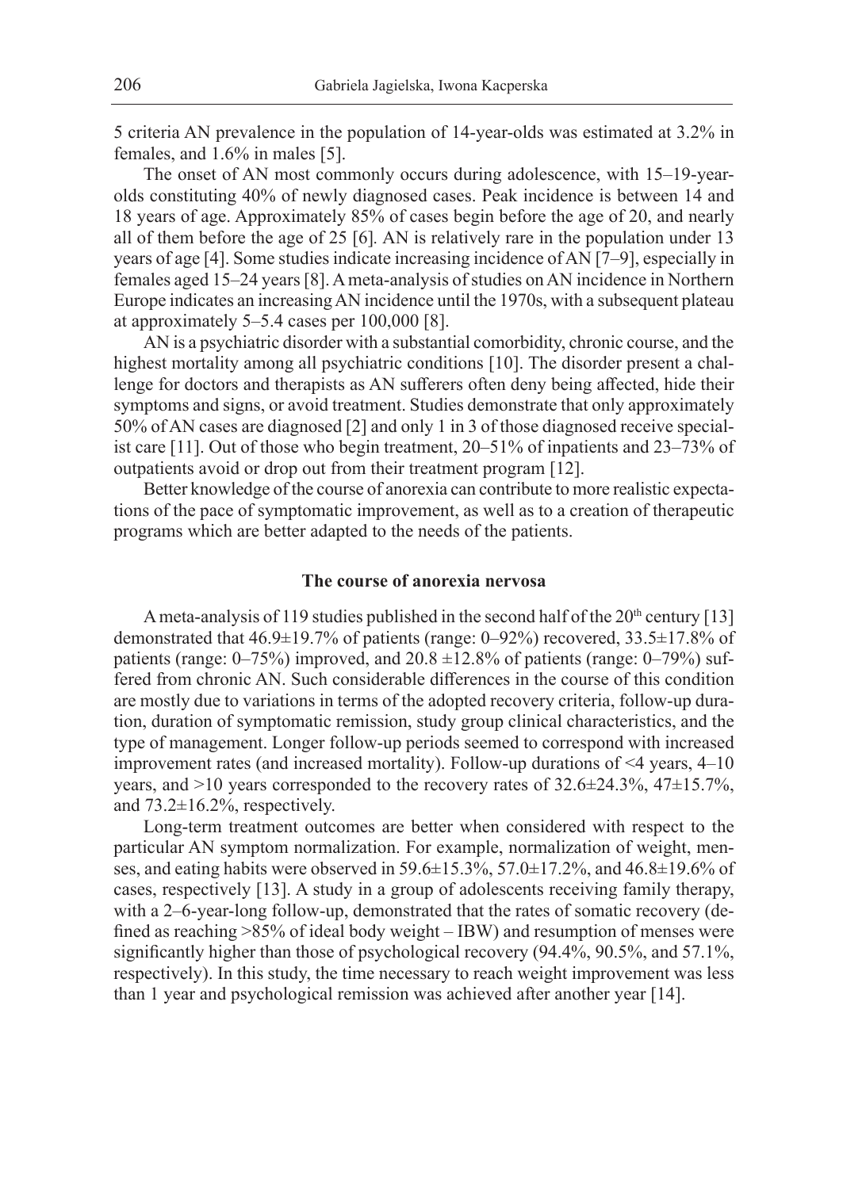5 criteria AN prevalence in the population of 14-year-olds was estimated at 3.2% in females, and 1.6% in males [5].

The onset of AN most commonly occurs during adolescence, with 15–19-year-olds constituting 40% of newly diagnosed cases. Peak incidence is between 14 and 18 years of age. Approximately 85% of cases begin before the age of 20, and nearly all of them before the age of 25 [6]. AN is relatively rare in the population under 13 years of age [4]. Some studies indicate increasing incidence of AN [7–9], especially in females aged 15–24 years [8]. A meta-analysis of studies on AN incidence in Northern Europe indicates an increasing AN incidence until the 1970s, with a subsequent plateau at approximately 5–5.4 cases per 100,000 [8].

AN is a psychiatric disorder with a substantial comorbidity, chronic course, and the highest mortality among all psychiatric conditions [10]. The disorder present a challenge for doctors and therapists as AN sufferers often deny being affected, hide their symptoms and signs, or avoid treatment. Studies demonstrate that only approximately 50% of AN cases are diagnosed [2] and only 1 in 3 of those diagnosed receive specialist care [11]. Out of those who begin treatment, 20–51% of inpatients and 23–73% of outpatients avoid or drop out from their treatment program [12].

Better knowledge of the course of anorexia can contribute to more realistic expectations of the pace of symptomatic improvement, as well as to a creation of therapeutic programs which are better adapted to the needs of the patients.

## The course of anorexia nervosa

A meta-analysis of 119 studies published in the second half of the 20th century [13] demonstrated that 46.9±19.7% of patients (range: 0–92%) recovered, 33.5±17.8% of patients (range: 0–75%) improved, and 20.8 ±12.8% of patients (range: 0–79%) suffered from chronic AN. Such considerable differences in the course of this condition are mostly due to variations in terms of the adopted recovery criteria, follow-up duration, duration of symptomatic remission, study group clinical characteristics, and the type of management. Longer follow-up periods seemed to correspond with increased improvement rates (and increased mortality). Follow-up durations of <4 years, 4–10 years, and >10 years corresponded to the recovery rates of 32.6±24.3%, 47±15.7%, and 73.2±16.2%, respectively.

Long-term treatment outcomes are better when considered with respect to the particular AN symptom normalization. For example, normalization of weight, menses, and eating habits were observed in 59.6±15.3%, 57.0±17.2%, and 46.8±19.6% of cases, respectively [13]. A study in a group of adolescents receiving family therapy, with a 2–6-year-long follow-up, demonstrated that the rates of somatic recovery (defined as reaching >85% of ideal body weight – IBW) and resumption of menses were significantly higher than those of psychological recovery (94.4%, 90.5%, and 57.1%, respectively). In this study, the time necessary to reach weight improvement was less than 1 year and psychological remission was achieved after another year [14].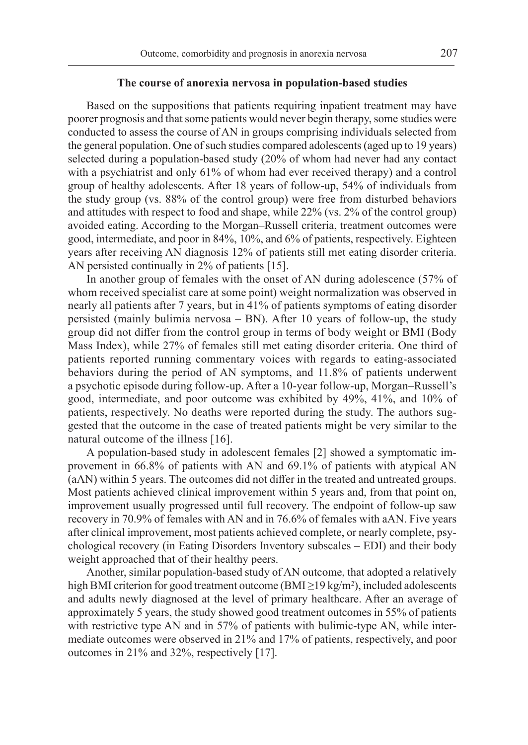## The course of anorexia nervosa in population-based studies

Based on the suppositions that patients requiring inpatient treatment may have poorer prognosis and that some patients would never begin therapy, some studies were conducted to assess the course of AN in groups comprising individuals selected from the general population. One of such studies compared adolescents (aged up to 19 years) selected during a population-based study (20% of whom had never had any contact with a psychiatrist and only 61% of whom had ever received therapy) and a control group of healthy adolescents. After 18 years of follow-up, 54% of individuals from the study group (vs. 88% of the control group) were free from disturbed behaviors and attitudes with respect to food and shape, while 22% (vs. 2% of the control group) avoided eating. According to the Morgan–Russell criteria, treatment outcomes were good, intermediate, and poor in 84%, 10%, and 6% of patients, respectively. Eighteen years after receiving AN diagnosis 12% of patients still met eating disorder criteria. AN persisted continually in 2% of patients [15].

In another group of females with the onset of AN during adolescence (57% of whom received specialist care at some point) weight normalization was observed in nearly all patients after 7 years, but in 41% of patients symptoms of eating disorder persisted (mainly bulimia nervosa – BN). After 10 years of follow-up, the study group did not differ from the control group in terms of body weight or BMI (Body Mass Index), while 27% of females still met eating disorder criteria. One third of patients reported running commentary voices with regards to eating-associated behaviors during the period of AN symptoms, and 11.8% of patients underwent a psychotic episode during follow-up. After a 10-year follow-up, Morgan–Russell's good, intermediate, and poor outcome was exhibited by 49%, 41%, and 10% of patients, respectively. No deaths were reported during the study. The authors suggested that the outcome in the case of treated patients might be very similar to the natural outcome of the illness [16].

A population-based study in adolescent females [2] showed a symptomatic improvement in 66.8% of patients with AN and 69.1% of patients with atypical AN (aAN) within 5 years. The outcomes did not differ in the treated and untreated groups. Most patients achieved clinical improvement within 5 years and, from that point on, improvement usually progressed until full recovery. The endpoint of follow-up saw recovery in 70.9% of females with AN and in 76.6% of females with aAN. Five years after clinical improvement, most patients achieved complete, or nearly complete, psychological recovery (in Eating Disorders Inventory subscales – EDI) and their body weight approached that of their healthy peers.

Another, similar population-based study of AN outcome, that adopted a relatively high BMI criterion for good treatment outcome (BMI $\geq 19$ kg/m$^2$), included adolescents and adults newly diagnosed at the level of primary healthcare. After an average of approximately 5 years, the study showed good treatment outcomes in 55% of patients with restrictive type AN and in 57% of patients with bulimic-type AN, while intermediate outcomes were observed in 21% and 17% of patients, respectively, and poor outcomes in 21% and 32%, respectively [17].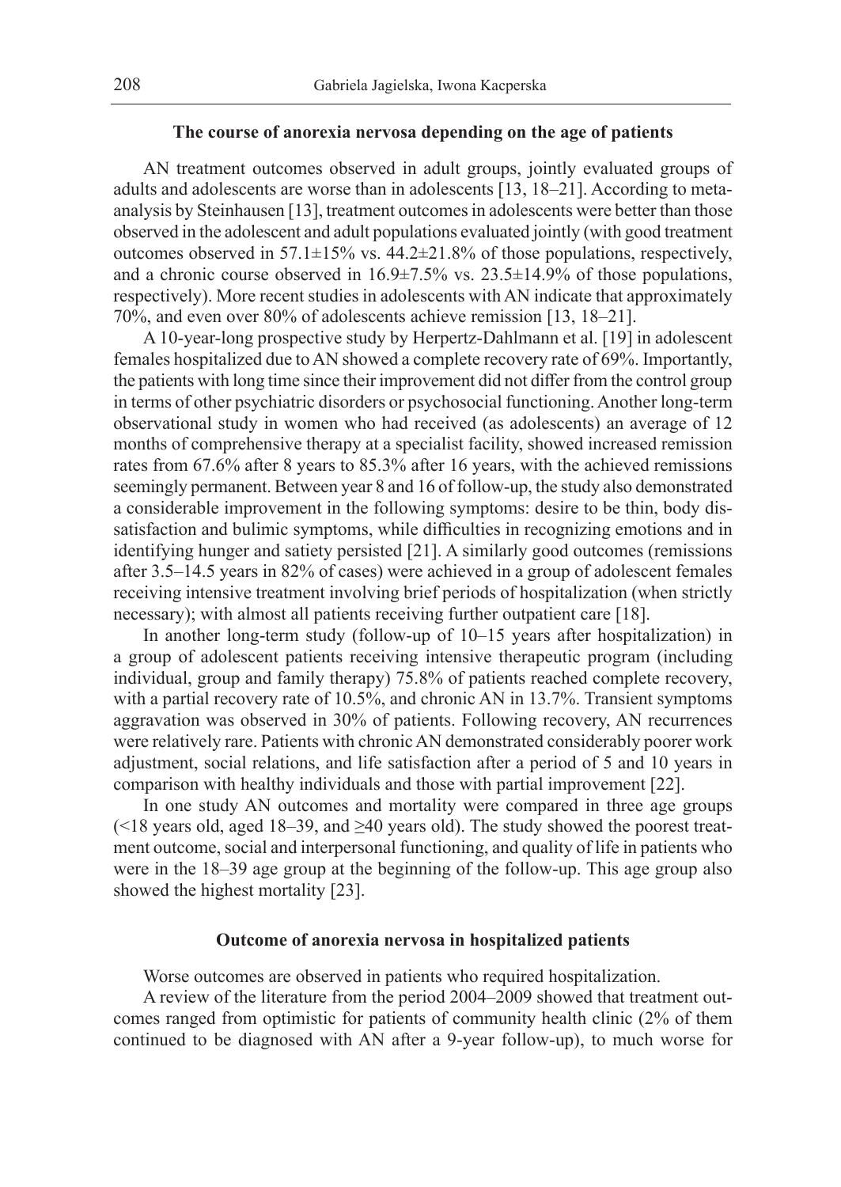### The course of anorexia nervosa depending on the age of patients

AN treatment outcomes observed in adult groups, jointly evaluated groups of adults and adolescents are worse than in adolescents [13, 18–21]. According to meta-analysis by Steinhausen [13], treatment outcomes in adolescents were better than those observed in the adolescent and adult populations evaluated jointly (with good treatment outcomes observed in 57.1±15% vs. 44.2±21.8% of those populations, respectively, and a chronic course observed in 16.9±7.5% vs. 23.5±14.9% of those populations, respectively). More recent studies in adolescents with AN indicate that approximately 70%, and even over 80% of adolescents achieve remission [13, 18–21].

A 10-year-long prospective study by Herpertz-Dahlmann et al. [19] in adolescent females hospitalized due to AN showed a complete recovery rate of 69%. Importantly, the patients with long time since their improvement did not differ from the control group in terms of other psychiatric disorders or psychosocial functioning. Another long-term observational study in women who had received (as adolescents) an average of 12 months of comprehensive therapy at a specialist facility, showed increased remission rates from 67.6% after 8 years to 85.3% after 16 years, with the achieved remissions seemingly permanent. Between year 8 and 16 of follow-up, the study also demonstrated a considerable improvement in the following symptoms: desire to be thin, body dissatisfaction and bulimic symptoms, while difficulties in recognizing emotions and in identifying hunger and satiety persisted [21]. A similarly good outcomes (remissions after 3.5–14.5 years in 82% of cases) were achieved in a group of adolescent females receiving intensive treatment involving brief periods of hospitalization (when strictly necessary); with almost all patients receiving further outpatient care [18].

In another long-term study (follow-up of 10–15 years after hospitalization) in a group of adolescent patients receiving intensive therapeutic program (including individual, group and family therapy) 75.8% of patients reached complete recovery, with a partial recovery rate of 10.5%, and chronic AN in 13.7%. Transient symptoms aggravation was observed in 30% of patients. Following recovery, AN recurrences were relatively rare. Patients with chronic AN demonstrated considerably poorer work adjustment, social relations, and life satisfaction after a period of 5 and 10 years in comparison with healthy individuals and those with partial improvement [22].

In one study AN outcomes and mortality were compared in three age groups (<18 years old, aged 18–39, and ≥40 years old). The study showed the poorest treatment outcome, social and interpersonal functioning, and quality of life in patients who were in the 18–39 age group at the beginning of the follow-up. This age group also showed the highest mortality [23].

### Outcome of anorexia nervosa in hospitalized patients

Worse outcomes are observed in patients who required hospitalization.

A review of the literature from the period 2004–2009 showed that treatment outcomes ranged from optimistic for patients of community health clinic (2% of them continued to be diagnosed with AN after a 9-year follow-up), to much worse for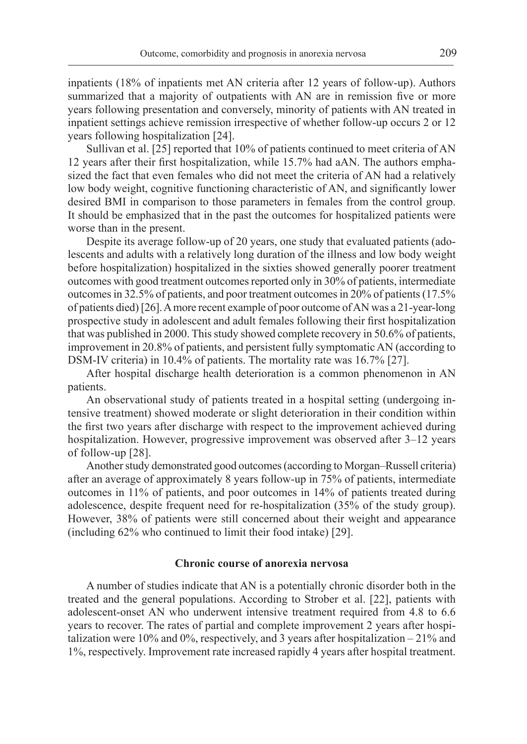inpatients (18% of inpatients met AN criteria after 12 years of follow-up). Authors summarized that a majority of outpatients with AN are in remission five or more years following presentation and conversely, minority of patients with AN treated in inpatient settings achieve remission irrespective of whether follow-up occurs 2 or 12 years following hospitalization [24].

Sullivan et al. [25] reported that 10% of patients continued to meet criteria of AN 12 years after their first hospitalization, while 15.7% had aAN. The authors emphasized the fact that even females who did not meet the criteria of AN had a relatively low body weight, cognitive functioning characteristic of AN, and significantly lower desired BMI in comparison to those parameters in females from the control group. It should be emphasized that in the past the outcomes for hospitalized patients were worse than in the present.

Despite its average follow-up of 20 years, one study that evaluated patients (adolescents and adults with a relatively long duration of the illness and low body weight before hospitalization) hospitalized in the sixties showed generally poorer treatment outcomes with good treatment outcomes reported only in 30% of patients, intermediate outcomes in 32.5% of patients, and poor treatment outcomes in 20% of patients (17.5% of patients died) [26]. A more recent example of poor outcome of AN was a 21-year-long prospective study in adolescent and adult females following their first hospitalization that was published in 2000. This study showed complete recovery in 50.6% of patients, improvement in 20.8% of patients, and persistent fully symptomatic AN (according to DSM-IV criteria) in 10.4% of patients. The mortality rate was 16.7% [27].

After hospital discharge health deterioration is a common phenomenon in AN patients.

An observational study of patients treated in a hospital setting (undergoing intensive treatment) showed moderate or slight deterioration in their condition within the first two years after discharge with respect to the improvement achieved during hospitalization. However, progressive improvement was observed after 3–12 years of follow-up [28].

Another study demonstrated good outcomes (according to Morgan–Russell criteria) after an average of approximately 8 years follow-up in 75% of patients, intermediate outcomes in 11% of patients, and poor outcomes in 14% of patients treated during adolescence, despite frequent need for re-hospitalization (35% of the study group). However, 38% of patients were still concerned about their weight and appearance (including 62% who continued to limit their food intake) [29].

## Chronic course of anorexia nervosa

A number of studies indicate that AN is a potentially chronic disorder both in the treated and the general populations. According to Strober et al. [22], patients with adolescent-onset AN who underwent intensive treatment required from 4.8 to 6.6 years to recover. The rates of partial and complete improvement 2 years after hospitalization were 10% and 0%, respectively, and 3 years after hospitalization – 21% and 1%, respectively. Improvement rate increased rapidly 4 years after hospital treatment.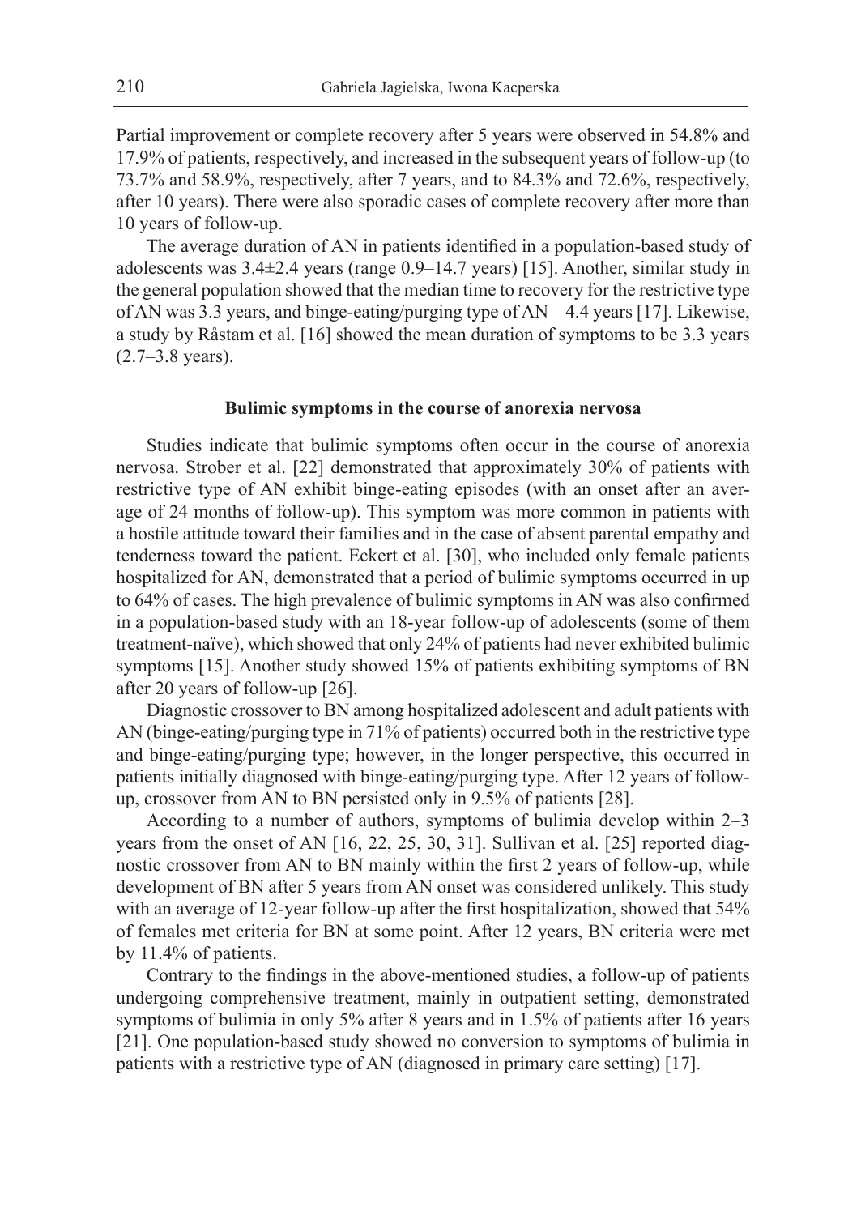Partial improvement or complete recovery after 5 years were observed in 54.8% and 17.9% of patients, respectively, and increased in the subsequent years of follow-up (to 73.7% and 58.9%, respectively, after 7 years, and to 84.3% and 72.6%, respectively, after 10 years). There were also sporadic cases of complete recovery after more than 10 years of follow-up.

The average duration of AN in patients identified in a population-based study of adolescents was 3.4±2.4 years (range 0.9–14.7 years) [15]. Another, similar study in the general population showed that the median time to recovery for the restrictive type of AN was 3.3 years, and binge-eating/purging type of AN – 4.4 years [17]. Likewise, a study by Råstam et al. [16] showed the mean duration of symptoms to be 3.3 years (2.7–3.8 years).

### Bulimic symptoms in the course of anorexia nervosa

Studies indicate that bulimic symptoms often occur in the course of anorexia nervosa. Strober et al. [22] demonstrated that approximately 30% of patients with restrictive type of AN exhibit binge-eating episodes (with an onset after an average of 24 months of follow-up). This symptom was more common in patients with a hostile attitude toward their families and in the case of absent parental empathy and tenderness toward the patient. Eckert et al. [30], who included only female patients hospitalized for AN, demonstrated that a period of bulimic symptoms occurred in up to 64% of cases. The high prevalence of bulimic symptoms in AN was also confirmed in a population-based study with an 18-year follow-up of adolescents (some of them treatment-naïve), which showed that only 24% of patients had never exhibited bulimic symptoms [15]. Another study showed 15% of patients exhibiting symptoms of BN after 20 years of follow-up [26].

Diagnostic crossover to BN among hospitalized adolescent and adult patients with AN (binge-eating/purging type in 71% of patients) occurred both in the restrictive type and binge-eating/purging type; however, in the longer perspective, this occurred in patients initially diagnosed with binge-eating/purging type. After 12 years of follow-up, crossover from AN to BN persisted only in 9.5% of patients [28].

According to a number of authors, symptoms of bulimia develop within 2–3 years from the onset of AN [16, 22, 25, 30, 31]. Sullivan et al. [25] reported diagnostic crossover from AN to BN mainly within the first 2 years of follow-up, while development of BN after 5 years from AN onset was considered unlikely. This study with an average of 12-year follow-up after the first hospitalization, showed that 54% of females met criteria for BN at some point. After 12 years, BN criteria were met by 11.4% of patients.

Contrary to the findings in the above-mentioned studies, a follow-up of patients undergoing comprehensive treatment, mainly in outpatient setting, demonstrated symptoms of bulimia in only 5% after 8 years and in 1.5% of patients after 16 years [21]. One population-based study showed no conversion to symptoms of bulimia in patients with a restrictive type of AN (diagnosed in primary care setting) [17].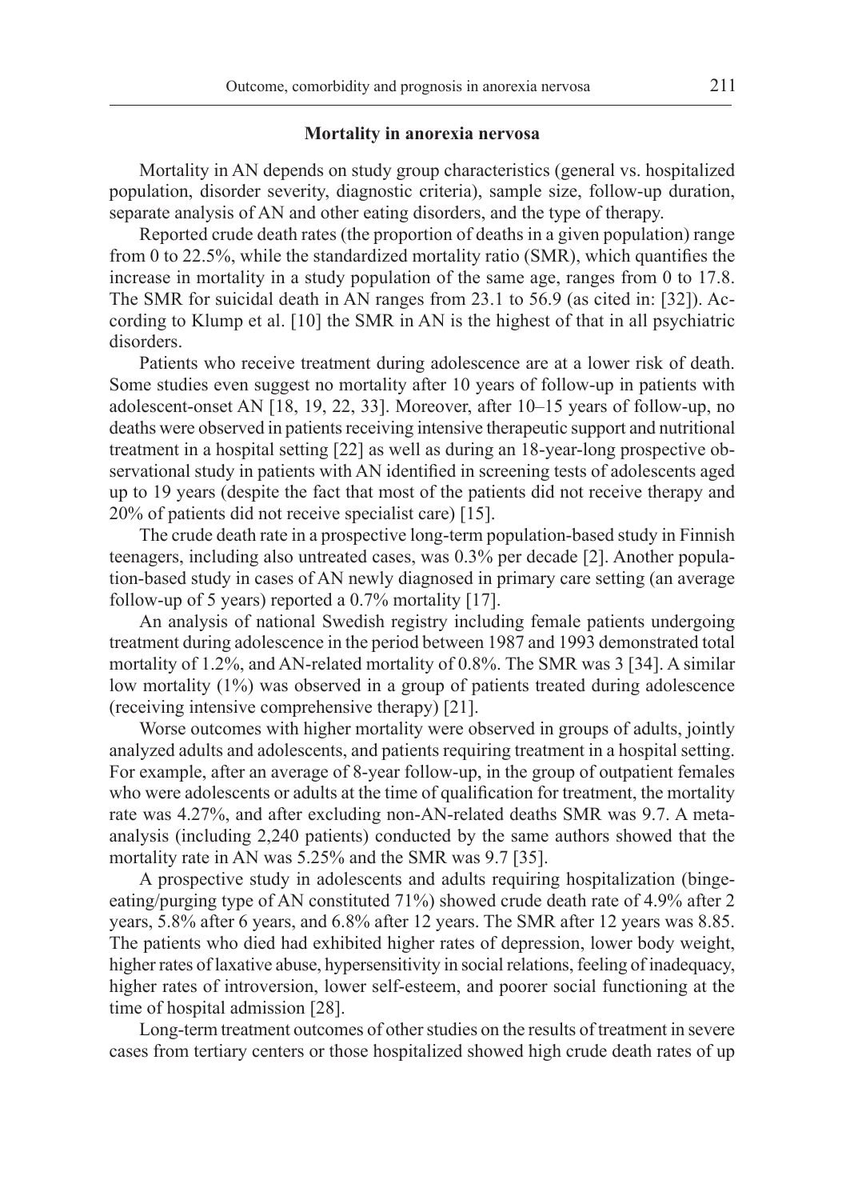## Mortality in anorexia nervosa

Mortality in AN depends on study group characteristics (general vs. hospitalized population, disorder severity, diagnostic criteria), sample size, follow-up duration, separate analysis of AN and other eating disorders, and the type of therapy.

Reported crude death rates (the proportion of deaths in a given population) range from 0 to 22.5%, while the standardized mortality ratio (SMR), which quantifies the increase in mortality in a study population of the same age, ranges from 0 to 17.8. The SMR for suicidal death in AN ranges from 23.1 to 56.9 (as cited in: [32]). According to Klump et al. [10] the SMR in AN is the highest of that in all psychiatric disorders.

Patients who receive treatment during adolescence are at a lower risk of death. Some studies even suggest no mortality after 10 years of follow-up in patients with adolescent-onset AN [18, 19, 22, 33]. Moreover, after 10–15 years of follow-up, no deaths were observed in patients receiving intensive therapeutic support and nutritional treatment in a hospital setting [22] as well as during an 18-year-long prospective observational study in patients with AN identified in screening tests of adolescents aged up to 19 years (despite the fact that most of the patients did not receive therapy and 20% of patients did not receive specialist care) [15].

The crude death rate in a prospective long-term population-based study in Finnish teenagers, including also untreated cases, was 0.3% per decade [2]. Another population-based study in cases of AN newly diagnosed in primary care setting (an average follow-up of 5 years) reported a 0.7% mortality [17].

An analysis of national Swedish registry including female patients undergoing treatment during adolescence in the period between 1987 and 1993 demonstrated total mortality of 1.2%, and AN-related mortality of 0.8%. The SMR was 3 [34]. A similar low mortality (1%) was observed in a group of patients treated during adolescence (receiving intensive comprehensive therapy) [21].

Worse outcomes with higher mortality were observed in groups of adults, jointly analyzed adults and adolescents, and patients requiring treatment in a hospital setting. For example, after an average of 8-year follow-up, in the group of outpatient females who were adolescents or adults at the time of qualification for treatment, the mortality rate was 4.27%, and after excluding non-AN-related deaths SMR was 9.7. A meta-analysis (including 2,240 patients) conducted by the same authors showed that the mortality rate in AN was 5.25% and the SMR was 9.7 [35].

A prospective study in adolescents and adults requiring hospitalization (binge-eating/purging type of AN constituted 71%) showed crude death rate of 4.9% after 2 years, 5.8% after 6 years, and 6.8% after 12 years. The SMR after 12 years was 8.85. The patients who died had exhibited higher rates of depression, lower body weight, higher rates of laxative abuse, hypersensitivity in social relations, feeling of inadequacy, higher rates of introversion, lower self-esteem, and poorer social functioning at the time of hospital admission [28].

Long-term treatment outcomes of other studies on the results of treatment in severe cases from tertiary centers or those hospitalized showed high crude death rates of up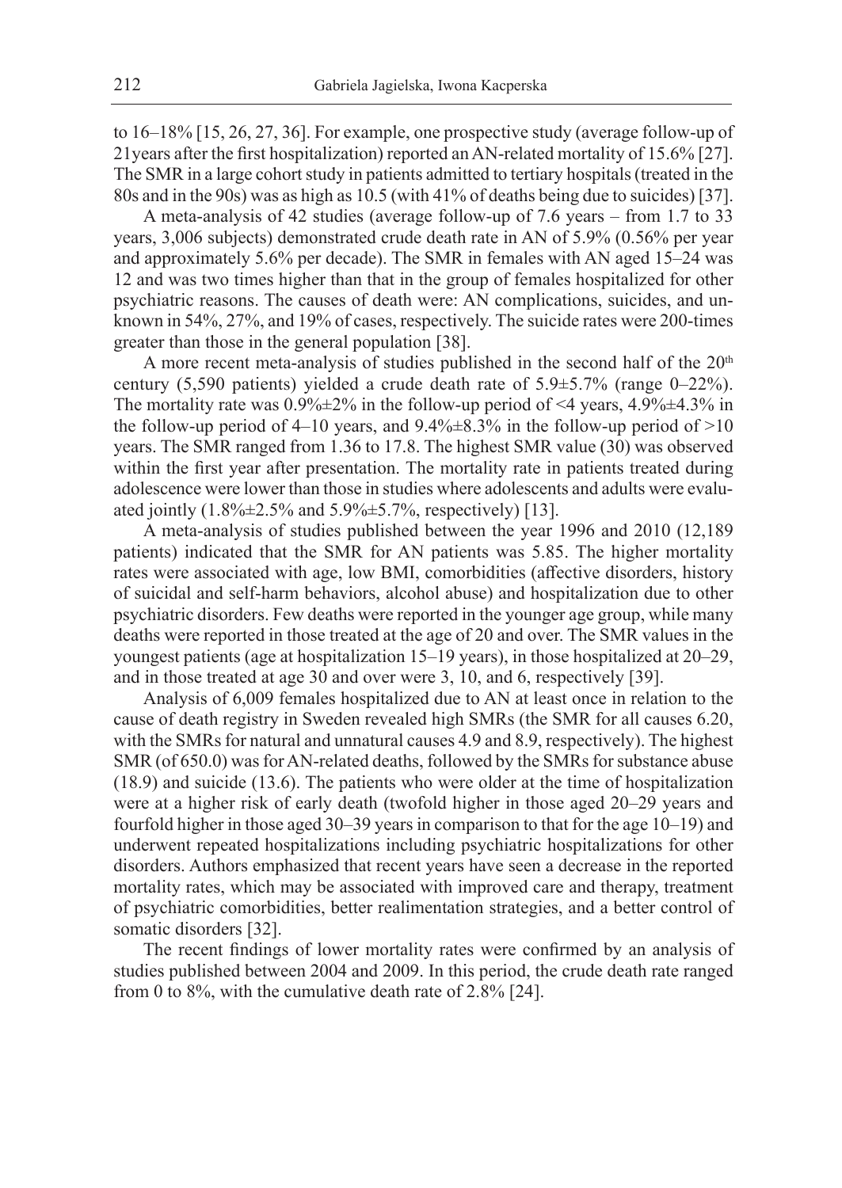to 16–18% [15, 26, 27, 36]. For example, one prospective study (average follow-up of 21years after the first hospitalization) reported an AN-related mortality of 15.6% [27]. The SMR in a large cohort study in patients admitted to tertiary hospitals (treated in the 80s and in the 90s) was as high as 10.5 (with 41% of deaths being due to suicides) [37].

A meta-analysis of 42 studies (average follow-up of 7.6 years – from 1.7 to 33 years, 3,006 subjects) demonstrated crude death rate in AN of 5.9% (0.56% per year and approximately 5.6% per decade). The SMR in females with AN aged 15–24 was 12 and was two times higher than that in the group of females hospitalized for other psychiatric reasons. The causes of death were: AN complications, suicides, and unknown in 54%, 27%, and 19% of cases, respectively. The suicide rates were 200-times greater than those in the general population [38].

A more recent meta-analysis of studies published in the second half of the 20th century (5,590 patients) yielded a crude death rate of 5.9±5.7% (range 0–22%). The mortality rate was 0.9%±2% in the follow-up period of <4 years, 4.9%±4.3% in the follow-up period of 4–10 years, and 9.4%±8.3% in the follow-up period of >10 years. The SMR ranged from 1.36 to 17.8. The highest SMR value (30) was observed within the first year after presentation. The mortality rate in patients treated during adolescence were lower than those in studies where adolescents and adults were evaluated jointly (1.8%±2.5% and 5.9%±5.7%, respectively) [13].

A meta-analysis of studies published between the year 1996 and 2010 (12,189 patients) indicated that the SMR for AN patients was 5.85. The higher mortality rates were associated with age, low BMI, comorbidities (affective disorders, history of suicidal and self-harm behaviors, alcohol abuse) and hospitalization due to other psychiatric disorders. Few deaths were reported in the younger age group, while many deaths were reported in those treated at the age of 20 and over. The SMR values in the youngest patients (age at hospitalization 15–19 years), in those hospitalized at 20–29, and in those treated at age 30 and over were 3, 10, and 6, respectively [39].

Analysis of 6,009 females hospitalized due to AN at least once in relation to the cause of death registry in Sweden revealed high SMRs (the SMR for all causes 6.20, with the SMRs for natural and unnatural causes 4.9 and 8.9, respectively). The highest SMR (of 650.0) was for AN-related deaths, followed by the SMRs for substance abuse (18.9) and suicide (13.6). The patients who were older at the time of hospitalization were at a higher risk of early death (twofold higher in those aged 20–29 years and fourfold higher in those aged 30–39 years in comparison to that for the age 10–19) and underwent repeated hospitalizations including psychiatric hospitalizations for other disorders. Authors emphasized that recent years have seen a decrease in the reported mortality rates, which may be associated with improved care and therapy, treatment of psychiatric comorbidities, better realimentation strategies, and a better control of somatic disorders [32].

The recent findings of lower mortality rates were confirmed by an analysis of studies published between 2004 and 2009. In this period, the crude death rate ranged from 0 to 8%, with the cumulative death rate of 2.8% [24].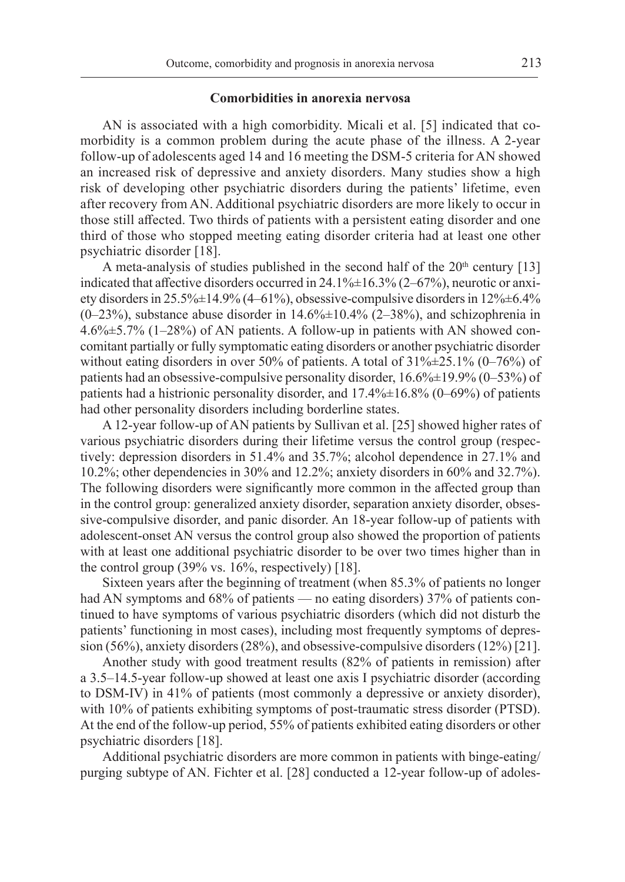## Comorbidities in anorexia nervosa

AN is associated with a high comorbidity. Micali et al. [5] indicated that comorbidity is a common problem during the acute phase of the illness. A 2-year follow-up of adolescents aged 14 and 16 meeting the DSM-5 criteria for AN showed an increased risk of depressive and anxiety disorders. Many studies show a high risk of developing other psychiatric disorders during the patients' lifetime, even after recovery from AN. Additional psychiatric disorders are more likely to occur in those still affected. Two thirds of patients with a persistent eating disorder and one third of those who stopped meeting eating disorder criteria had at least one other psychiatric disorder [18].

A meta-analysis of studies published in the second half of the 20th century [13] indicated that affective disorders occurred in 24.1%±16.3% (2–67%), neurotic or anxiety disorders in 25.5%±14.9% (4–61%), obsessive-compulsive disorders in 12%±6.4% (0–23%), substance abuse disorder in 14.6%±10.4% (2–38%), and schizophrenia in 4.6%±5.7% (1–28%) of AN patients. A follow-up in patients with AN showed concomitant partially or fully symptomatic eating disorders or another psychiatric disorder without eating disorders in over 50% of patients. A total of 31%±25.1% (0–76%) of patients had an obsessive-compulsive personality disorder, 16.6%±19.9% (0–53%) of patients had a histrionic personality disorder, and 17.4%±16.8% (0–69%) of patients had other personality disorders including borderline states.

A 12-year follow-up of AN patients by Sullivan et al. [25] showed higher rates of various psychiatric disorders during their lifetime versus the control group (respectively: depression disorders in 51.4% and 35.7%; alcohol dependence in 27.1% and 10.2%; other dependencies in 30% and 12.2%; anxiety disorders in 60% and 32.7%). The following disorders were significantly more common in the affected group than in the control group: generalized anxiety disorder, separation anxiety disorder, obsessive-compulsive disorder, and panic disorder. An 18-year follow-up of patients with adolescent-onset AN versus the control group also showed the proportion of patients with at least one additional psychiatric disorder to be over two times higher than in the control group (39% vs. 16%, respectively) [18].

Sixteen years after the beginning of treatment (when 85.3% of patients no longer had AN symptoms and 68% of patients — no eating disorders) 37% of patients continued to have symptoms of various psychiatric disorders (which did not disturb the patients' functioning in most cases), including most frequently symptoms of depression (56%), anxiety disorders (28%), and obsessive-compulsive disorders (12%) [21].

Another study with good treatment results (82% of patients in remission) after a 3.5–14.5-year follow-up showed at least one axis I psychiatric disorder (according to DSM-IV) in 41% of patients (most commonly a depressive or anxiety disorder), with 10% of patients exhibiting symptoms of post-traumatic stress disorder (PTSD). At the end of the follow-up period, 55% of patients exhibited eating disorders or other psychiatric disorders [18].

Additional psychiatric disorders are more common in patients with binge-eating/purging subtype of AN. Fichter et al. [28] conducted a 12-year follow-up of adoles-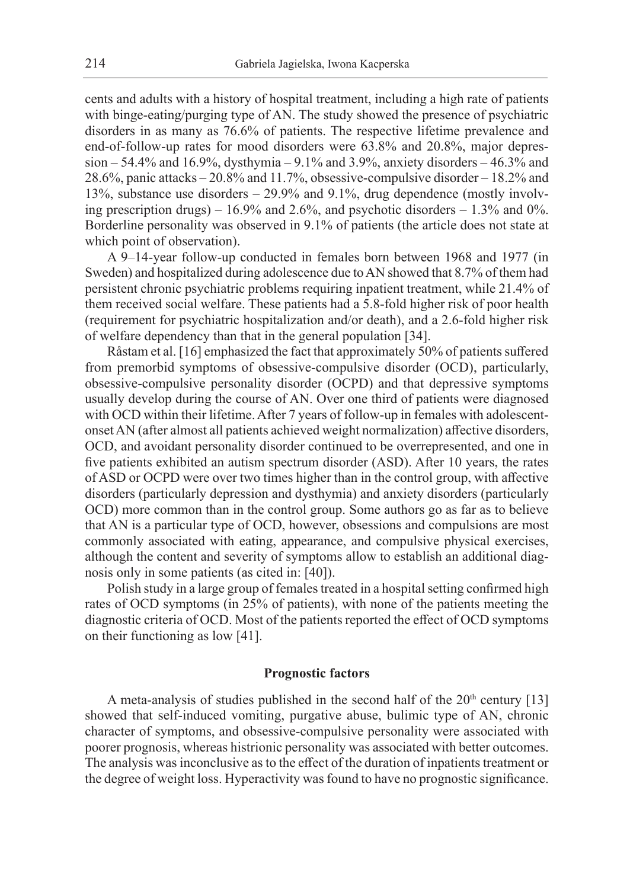cents and adults with a history of hospital treatment, including a high rate of patients with binge-eating/purging type of AN. The study showed the presence of psychiatric disorders in as many as 76.6% of patients. The respective lifetime prevalence and end-of-follow-up rates for mood disorders were 63.8% and 20.8%, major depression – 54.4% and 16.9%, dysthymia – 9.1% and 3.9%, anxiety disorders – 46.3% and 28.6%, panic attacks – 20.8% and 11.7%, obsessive-compulsive disorder – 18.2% and 13%, substance use disorders – 29.9% and 9.1%, drug dependence (mostly involving prescription drugs) – 16.9% and 2.6%, and psychotic disorders – 1.3% and 0%. Borderline personality was observed in 9.1% of patients (the article does not state at which point of observation).

A 9–14-year follow-up conducted in females born between 1968 and 1977 (in Sweden) and hospitalized during adolescence due to AN showed that 8.7% of them had persistent chronic psychiatric problems requiring inpatient treatment, while 21.4% of them received social welfare. These patients had a 5.8-fold higher risk of poor health (requirement for psychiatric hospitalization and/or death), and a 2.6-fold higher risk of welfare dependency than that in the general population [34].

Råstam et al. [16] emphasized the fact that approximately 50% of patients suffered from premorbid symptoms of obsessive-compulsive disorder (OCD), particularly, obsessive-compulsive personality disorder (OCPD) and that depressive symptoms usually develop during the course of AN. Over one third of patients were diagnosed with OCD within their lifetime. After 7 years of follow-up in females with adolescent-onset AN (after almost all patients achieved weight normalization) affective disorders, OCD, and avoidant personality disorder continued to be overrepresented, and one in five patients exhibited an autism spectrum disorder (ASD). After 10 years, the rates of ASD or OCPD were over two times higher than in the control group, with affective disorders (particularly depression and dysthymia) and anxiety disorders (particularly OCD) more common than in the control group. Some authors go as far as to believe that AN is a particular type of OCD, however, obsessions and compulsions are most commonly associated with eating, appearance, and compulsive physical exercises, although the content and severity of symptoms allow to establish an additional diagnosis only in some patients (as cited in: [40]).

Polish study in a large group of females treated in a hospital setting confirmed high rates of OCD symptoms (in 25% of patients), with none of the patients meeting the diagnostic criteria of OCD. Most of the patients reported the effect of OCD symptoms on their functioning as low [41].

## Prognostic factors

A meta-analysis of studies published in the second half of the 20th century [13] showed that self-induced vomiting, purgative abuse, bulimic type of AN, chronic character of symptoms, and obsessive-compulsive personality were associated with poorer prognosis, whereas histrionic personality was associated with better outcomes. The analysis was inconclusive as to the effect of the duration of inpatients treatment or the degree of weight loss. Hyperactivity was found to have no prognostic significance.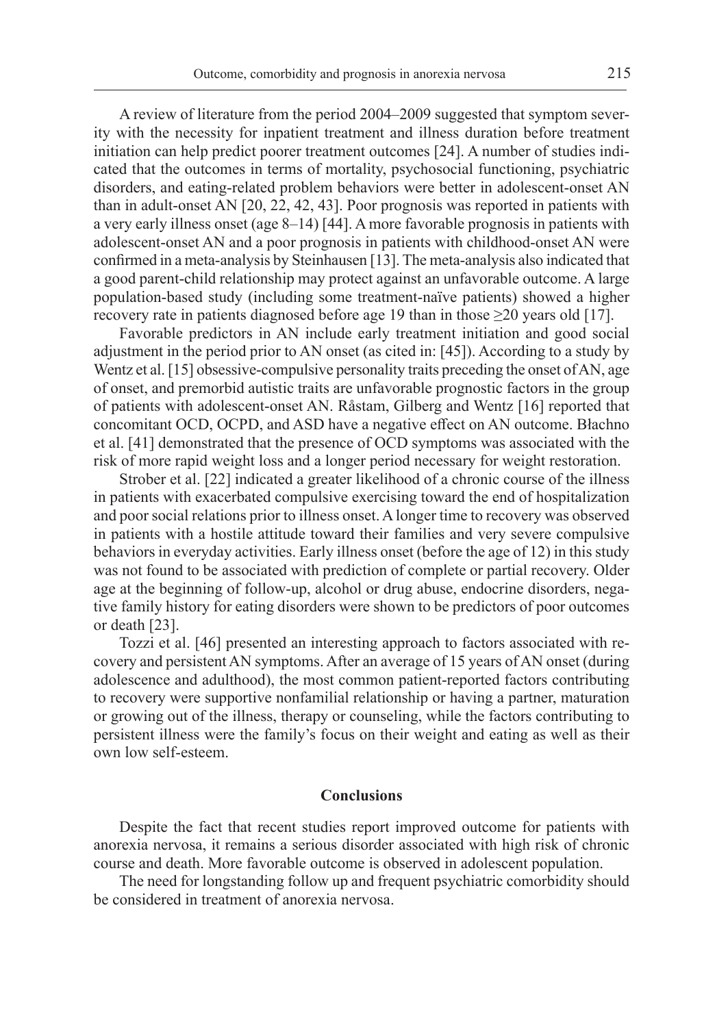A review of literature from the period 2004–2009 suggested that symptom severity with the necessity for inpatient treatment and illness duration before treatment initiation can help predict poorer treatment outcomes [24]. A number of studies indicated that the outcomes in terms of mortality, psychosocial functioning, psychiatric disorders, and eating-related problem behaviors were better in adolescent-onset AN than in adult-onset AN [20, 22, 42, 43]. Poor prognosis was reported in patients with a very early illness onset (age 8–14) [44]. A more favorable prognosis in patients with adolescent-onset AN and a poor prognosis in patients with childhood-onset AN were confirmed in a meta-analysis by Steinhausen [13]. The meta-analysis also indicated that a good parent-child relationship may protect against an unfavorable outcome. A large population-based study (including some treatment-naïve patients) showed a higher recovery rate in patients diagnosed before age 19 than in those ≥20 years old [17].

Favorable predictors in AN include early treatment initiation and good social adjustment in the period prior to AN onset (as cited in: [45]). According to a study by Wentz et al. [15] obsessive-compulsive personality traits preceding the onset of AN, age of onset, and premorbid autistic traits are unfavorable prognostic factors in the group of patients with adolescent-onset AN. Råstam, Gilberg and Wentz [16] reported that concomitant OCD, OCPD, and ASD have a negative effect on AN outcome. Błachno et al. [41] demonstrated that the presence of OCD symptoms was associated with the risk of more rapid weight loss and a longer period necessary for weight restoration.

Strober et al. [22] indicated a greater likelihood of a chronic course of the illness in patients with exacerbated compulsive exercising toward the end of hospitalization and poor social relations prior to illness onset. A longer time to recovery was observed in patients with a hostile attitude toward their families and very severe compulsive behaviors in everyday activities. Early illness onset (before the age of 12) in this study was not found to be associated with prediction of complete or partial recovery. Older age at the beginning of follow-up, alcohol or drug abuse, endocrine disorders, negative family history for eating disorders were shown to be predictors of poor outcomes or death [23].

Tozzi et al. [46] presented an interesting approach to factors associated with recovery and persistent AN symptoms. After an average of 15 years of AN onset (during adolescence and adulthood), the most common patient-reported factors contributing to recovery were supportive nonfamilial relationship or having a partner, maturation or growing out of the illness, therapy or counseling, while the factors contributing to persistent illness were the family's focus on their weight and eating as well as their own low self-esteem.

## Conclusions

Despite the fact that recent studies report improved outcome for patients with anorexia nervosa, it remains a serious disorder associated with high risk of chronic course and death. More favorable outcome is observed in adolescent population.

The need for longstanding follow up and frequent psychiatric comorbidity should be considered in treatment of anorexia nervosa.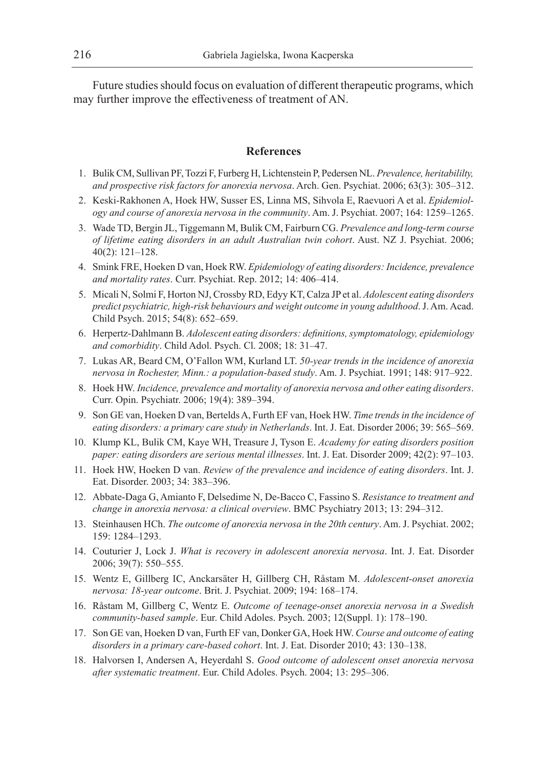Future studies should focus on evaluation of different therapeutic programs, which may further improve the effectiveness of treatment of AN.

## References

1. Bulik CM, Sullivan PF, Tozzi F, Furberg H, Lichtenstein P, Pedersen NL. *Prevalence, heritabililty, and prospective risk factors for anorexia nervosa*. Arch. Gen. Psychiat. 2006; 63(3): 305–312.
2. Keski-Rakhonen A, Hoek HW, Susser ES, Linna MS, Sihvola E, Raevuori A et al. *Epidemiology and course of anorexia nervosa in the community*. Am. J. Psychiat. 2007; 164: 1259–1265.
3. Wade TD, Bergin JL, Tiggemann M, Bulik CM, Fairburn CG. *Prevalence and long-term course of lifetime eating disorders in an adult Australian twin cohort*. Aust. NZ J. Psychiat. 2006; 40(2): 121–128.
4. Smink FRE, Hoeken D van, Hoek RW. *Epidemiology of eating disorders: Incidence, prevalence and mortality rates*. Curr. Psychiat. Rep. 2012; 14: 406–414.
5. Micali N, Solmi F, Horton NJ, Crossby RD, Edyy KT, Calza JP et al. *Adolescent eating disorders predict psychiatric, high-risk behaviours and weight outcome in young adulthood*. J. Am. Acad. Child Psych. 2015; 54(8): 652–659.
6. Herpertz-Dahlmann B. *Adolescent eating disorders: definitions, symptomatology, epidemiology and comorbidity*. Child Adol. Psych. Cl. 2008; 18: 31–47.
7. Lukas AR, Beard CM, O'Fallon WM, Kurland LT. *50-year trends in the incidence of anorexia nervosa in Rochester, Minn.: a population-based study*. Am. J. Psychiat. 1991; 148: 917–922.
8. Hoek HW. *Incidence, prevalence and mortality of anorexia nervosa and other eating disorders*. Curr. Opin. Psychiatr. 2006; 19(4): 389–394.
9. Son GE van, Hoeken D van, Bertelds A, Furth EF van, Hoek HW. *Time trends in the incidence of eating disorders: a primary care study in Netherlands*. Int. J. Eat. Disorder 2006; 39: 565–569.
10. Klump KL, Bulik CM, Kaye WH, Treasure J, Tyson E. *Academy for eating disorders position paper: eating disorders are serious mental illnesses*. Int. J. Eat. Disorder 2009; 42(2): 97–103.
11. Hoek HW, Hoeken D van. *Review of the prevalence and incidence of eating disorders*. Int. J. Eat. Disorder. 2003; 34: 383–396.
12. Abbate-Daga G, Amianto F, Delsedime N, De-Bacco C, Fassino S. *Resistance to treatment and change in anorexia nervosa: a clinical overview*. BMC Psychiatry 2013; 13: 294–312.
13. Steinhausen HCh. *The outcome of anorexia nervosa in the 20th century*. Am. J. Psychiat. 2002; 159: 1284–1293.
14. Couturier J, Lock J. *What is recovery in adolescent anorexia nervosa*. Int. J. Eat. Disorder 2006; 39(7): 550–555.
15. Wentz E, Gillberg IC, Anckarsäter H, Gillberg CH, Råstam M. *Adolescent-onset anorexia nervosa: 18-year outcome*. Brit. J. Psychiat. 2009; 194: 168–174.
16. Råstam M, Gillberg C, Wentz E. *Outcome of teenage-onset anorexia nervosa in a Swedish community-based sample*. Eur. Child Adoles. Psych. 2003; 12(Suppl. 1): 178–190.
17. Son GE van, Hoeken D van, Furth EF van, Donker GA, Hoek HW. *Course and outcome of eating disorders in a primary care-based cohort*. Int. J. Eat. Disorder 2010; 43: 130–138.
18. Halvorsen I, Andersen A, Heyerdahl S. *Good outcome of adolescent onset anorexia nervosa after systematic treatment*. Eur. Child Adoles. Psych. 2004; 13: 295–306.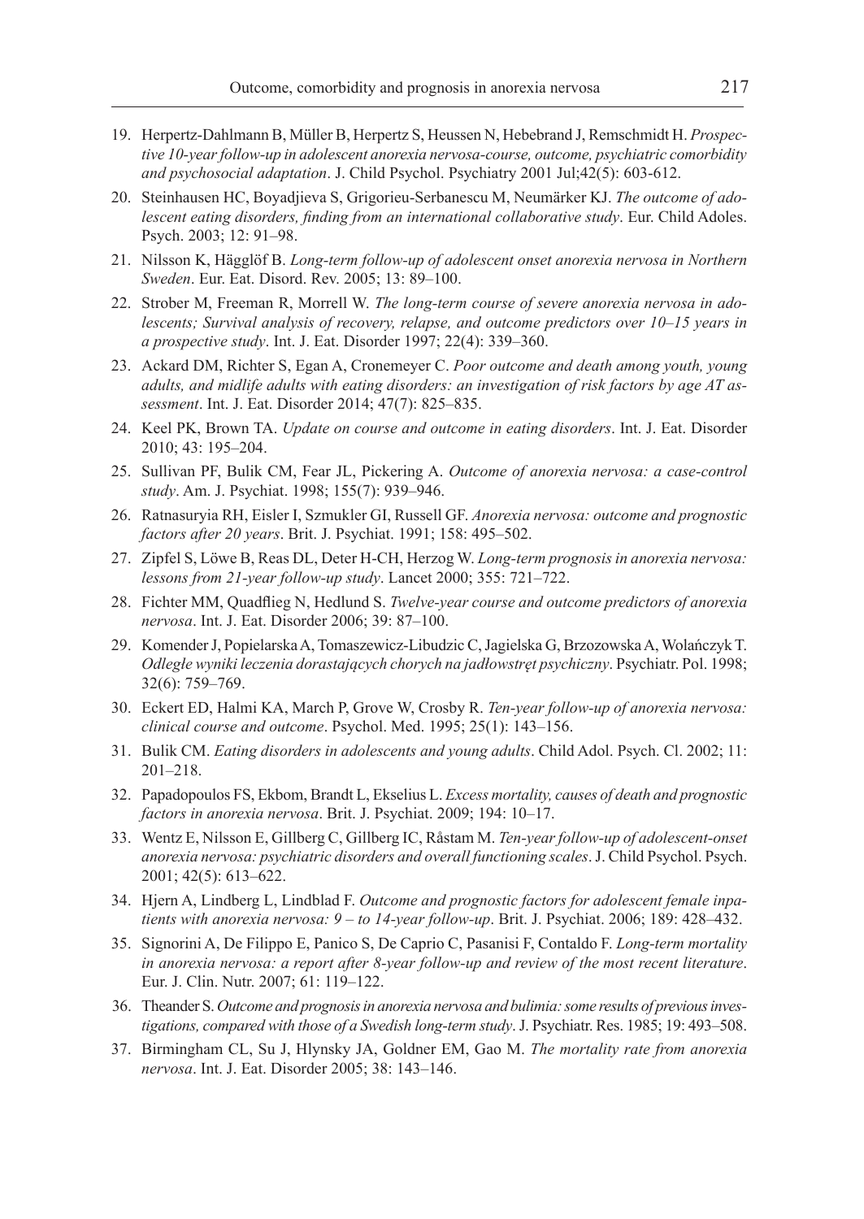19. Herpertz-Dahlmann B, Müller B, Herpertz S, Heussen N, Hebebrand J, Remschmidt H. *Prospective 10-year follow-up in adolescent anorexia nervosa-course, outcome, psychiatric comorbidity and psychosocial adaptation*. J. Child Psychol. Psychiatry 2001 Jul;42(5): 603-612.
20. Steinhausen HC, Boyadjieva S, Grigorieu-Serbanescu M, Neumärker KJ. *The outcome of adolescent eating disorders, finding from an international collaborative study*. Eur. Child Adoles. Psych. 2003; 12: 91–98.
21. Nilsson K, Hägglöf B. *Long-term follow-up of adolescent onset anorexia nervosa in Northern Sweden*. Eur. Eat. Disord. Rev. 2005; 13: 89–100.
22. Strober M, Freeman R, Morrell W. *The long-term course of severe anorexia nervosa in adolescents; Survival analysis of recovery, relapse, and outcome predictors over 10–15 years in a prospective study*. Int. J. Eat. Disorder 1997; 22(4): 339–360.
23. Ackard DM, Richter S, Egan A, Cronemeyer C. *Poor outcome and death among youth, young adults, and midlife adults with eating disorders: an investigation of risk factors by age AT assessment*. Int. J. Eat. Disorder 2014; 47(7): 825–835.
24. Keel PK, Brown TA. *Update on course and outcome in eating disorders*. Int. J. Eat. Disorder 2010; 43: 195–204.
25. Sullivan PF, Bulik CM, Fear JL, Pickering A. *Outcome of anorexia nervosa: a case-control study*. Am. J. Psychiat. 1998; 155(7): 939–946.
26. Ratnasuryia RH, Eisler I, Szmukler GI, Russell GF. *Anorexia nervosa: outcome and prognostic factors after 20 years*. Brit. J. Psychiat. 1991; 158: 495–502.
27. Zipfel S, Löwe B, Reas DL, Deter H-CH, Herzog W. *Long-term prognosis in anorexia nervosa: lessons from 21-year follow-up study*. Lancet 2000; 355: 721–722.
28. Fichter MM, Quadflieg N, Hedlund S. *Twelve-year course and outcome predictors of anorexia nervosa*. Int. J. Eat. Disorder 2006; 39: 87–100.
29. Komender J, Popielarska A, Tomaszewicz-Libudzic C, Jagielska G, Brzozowska A, Wolańczyk T. *Odległe wyniki leczenia dorastających chorych na jadłowstręt psychiczny*. Psychiatr. Pol. 1998; 32(6): 759–769.
30. Eckert ED, Halmi KA, March P, Grove W, Crosby R. *Ten-year follow-up of anorexia nervosa: clinical course and outcome*. Psychol. Med. 1995; 25(1): 143–156.
31. Bulik CM. *Eating disorders in adolescents and young adults*. Child Adol. Psych. Cl. 2002; 11: 201–218.
32. Papadopoulos FS, Ekbom, Brandt L, Ekselius L. *Excess mortality, causes of death and prognostic factors in anorexia nervosa*. Brit. J. Psychiat. 2009; 194: 10–17.
33. Wentz E, Nilsson E, Gillberg C, Gillberg IC, Råstam M. *Ten-year follow-up of adolescent-onset anorexia nervosa: psychiatric disorders and overall functioning scales*. J. Child Psychol. Psych. 2001; 42(5): 613–622.
34. Hjern A, Lindberg L, Lindblad F. *Outcome and prognostic factors for adolescent female inpatients with anorexia nervosa: 9 – to 14-year follow-up*. Brit. J. Psychiat. 2006; 189: 428–432.
35. Signorini A, De Filippo E, Panico S, De Caprio C, Pasanisi F, Contaldo F. *Long-term mortality in anorexia nervosa: a report after 8-year follow-up and review of the most recent literature*. Eur. J. Clin. Nutr. 2007; 61: 119–122.
36. Theander S. *Outcome and prognosis in anorexia nervosa and bulimia: some results of previous investigations, compared with those of a Swedish long-term study*. J. Psychiatr. Res. 1985; 19: 493–508.
37. Birmingham CL, Su J, Hlynsky JA, Goldner EM, Gao M. *The mortality rate from anorexia nervosa*. Int. J. Eat. Disorder 2005; 38: 143–146.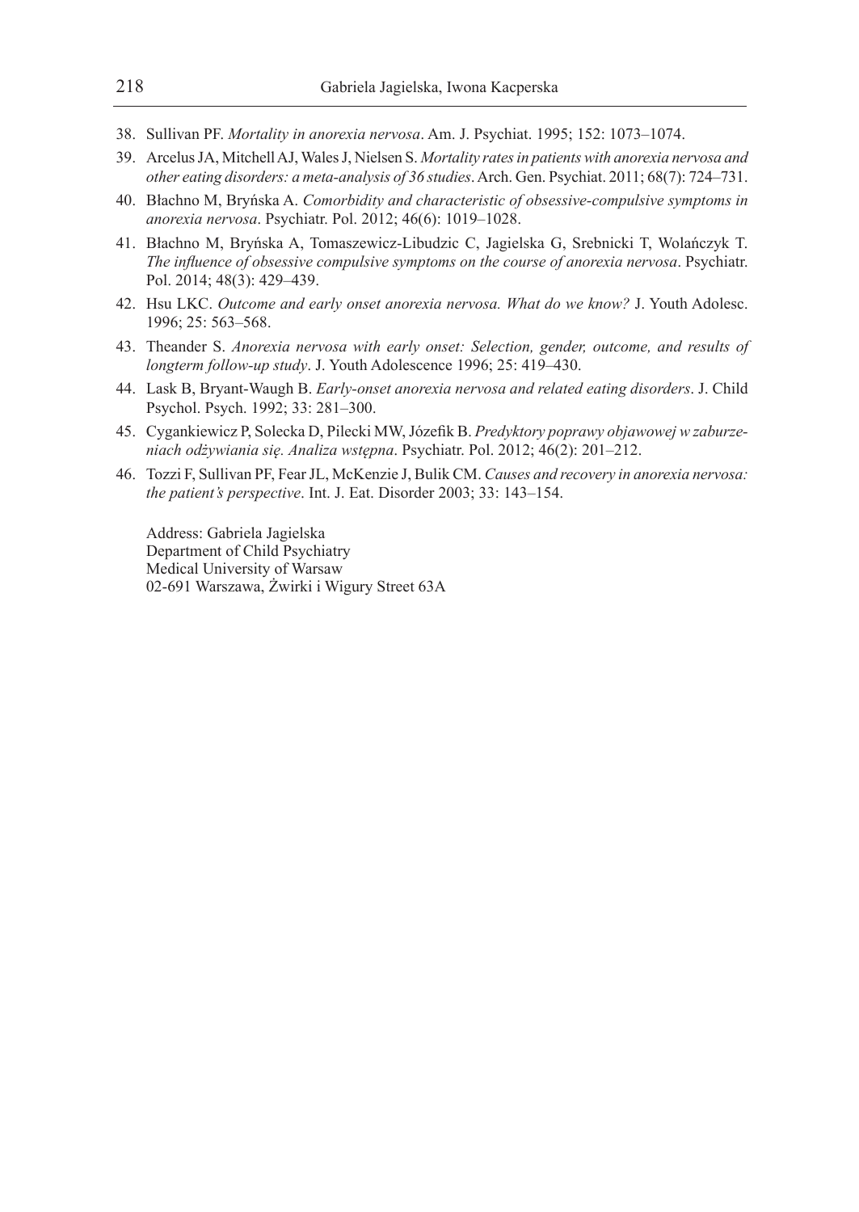38. Sullivan PF. *Mortality in anorexia nervosa*. Am. J. Psychiat. 1995; 152: 1073–1074.
39. Arcelus JA, Mitchell AJ, Wales J, Nielsen S. *Mortality rates in patients with anorexia nervosa and other eating disorders: a meta-analysis of 36 studies*. Arch. Gen. Psychiat. 2011; 68(7): 724–731.
40. Błachno M, Bryńska A. *Comorbidity and characteristic of obsessive-compulsive symptoms in anorexia nervosa*. Psychiatr. Pol. 2012; 46(6): 1019–1028.
41. Błachno M, Bryńska A, Tomaszewicz-Libudzic C, Jagielska G, Srebnicki T, Wolańczyk T. *The influence of obsessive compulsive symptoms on the course of anorexia nervosa*. Psychiatr. Pol. 2014; 48(3): 429–439.
42. Hsu LKC. *Outcome and early onset anorexia nervosa. What do we know?* J. Youth Adolesc. 1996; 25: 563–568.
43. Theander S. *Anorexia nervosa with early onset: Selection, gender, outcome, and results of longterm follow-up study*. J. Youth Adolescence 1996; 25: 419–430.
44. Lask B, Bryant-Waugh B. *Early-onset anorexia nervosa and related eating disorders*. J. Child Psychol. Psych. 1992; 33: 281–300.
45. Cygankiewicz P, Solecka D, Pilecki MW, Józefik B. *Predyktory poprawy objawowej w zaburzeniach odżywiania się. Analiza wstępna*. Psychiatr. Pol. 2012; 46(2): 201–212.
46. Tozzi F, Sullivan PF, Fear JL, McKenzie J, Bulik CM. *Causes and recovery in anorexia nervosa: the patient's perspective*. Int. J. Eat. Disorder 2003; 33: 143–154.

Address: Gabriela Jagielska
Department of Child Psychiatry
Medical University of Warsaw
02-691 Warszawa, Żwirki i Wigury Street 63A